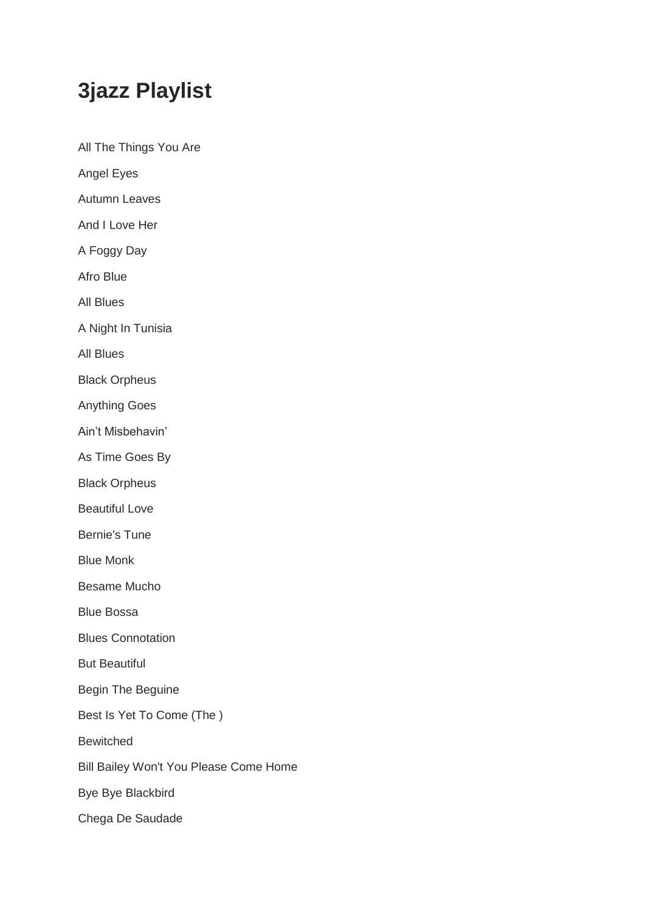# 3jazz Playlist

All The Things You Are

Angel Eyes

Autumn Leaves

And I Love Her

A Foggy Day

Afro Blue

All Blues

A Night In Tunisia

All Blues

Black Orpheus

Anything Goes

Ain’t Misbehavin’

As Time Goes By

Black Orpheus

Beautiful Love

Bernie's Tune

Blue Monk

Besame Mucho

Blue Bossa

Blues Connotation

But Beautiful

Begin The Beguine

Best Is Yet To Come (The )

Bewitched

Bill Bailey Won't You Please Come Home

Bye Bye Blackbird

Chega De Saudade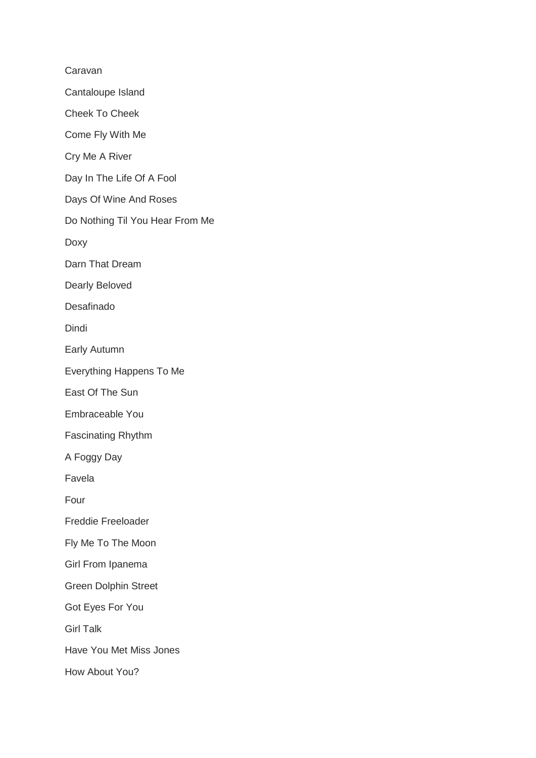Caravan

Cantaloupe Island

Cheek To Cheek

Come Fly With Me

Cry Me A River

Day In The Life Of A Fool

Days Of Wine And Roses

Do Nothing Til You Hear From Me

Doxy

Darn That Dream

Dearly Beloved

Desafinado

Dindi

Early Autumn

Everything Happens To Me

East Of The Sun

Embraceable You

Fascinating Rhythm

A Foggy Day

Favela

Four

Freddie Freeloader

Fly Me To The Moon

Girl From Ipanema

Green Dolphin Street

Got Eyes For You

Girl Talk

Have You Met Miss Jones

How About You?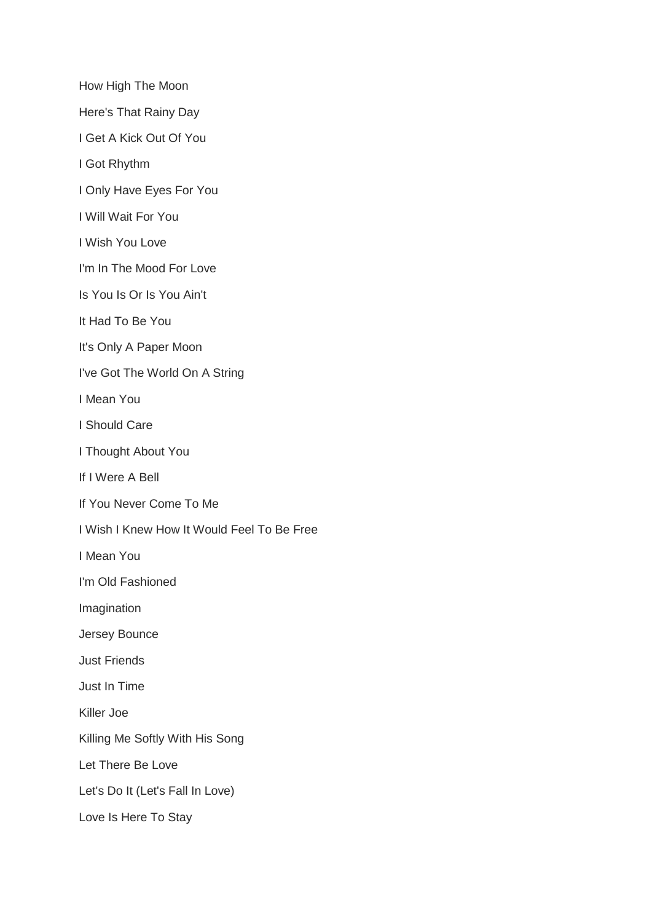How High The Moon

Here's That Rainy Day

I Get A Kick Out Of You

I Got Rhythm

I Only Have Eyes For You

I Will Wait For You

I Wish You Love

I'm In The Mood For Love

Is You Is Or Is You Ain't

It Had To Be You

It's Only A Paper Moon

I've Got The World On A String

I Mean You

I Should Care

I Thought About You

If I Were A Bell

If You Never Come To Me

I Wish I Knew How It Would Feel To Be Free

I Mean You

I'm Old Fashioned

Imagination

Jersey Bounce

Just Friends

Just In Time

Killer Joe

Killing Me Softly With His Song

Let There Be Love

Let's Do It (Let's Fall In Love)

Love Is Here To Stay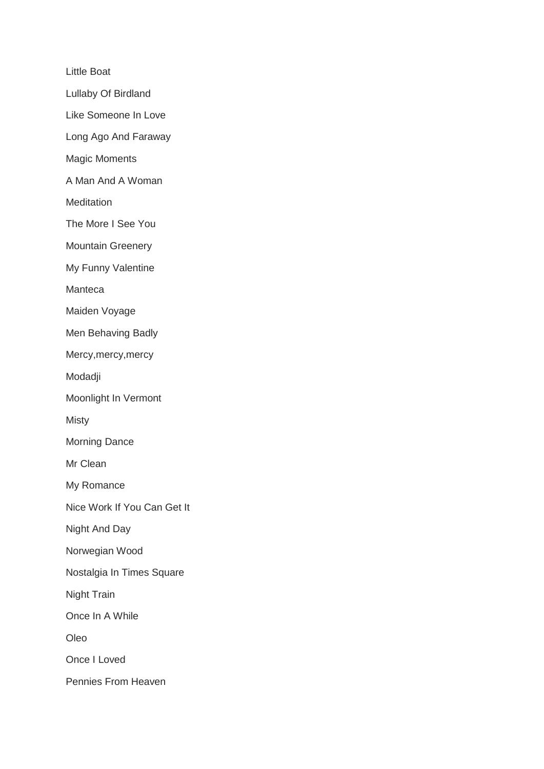Little Boat

Lullaby Of Birdland

Like Someone In Love

Long Ago And Faraway

Magic Moments

A Man And A Woman

Meditation

The More I See You

Mountain Greenery

My Funny Valentine

Manteca

Maiden Voyage

Men Behaving Badly

Mercy,mercy,mercy

Modadji

Moonlight In Vermont

Misty

Morning Dance

Mr Clean

My Romance

Nice Work If You Can Get It

Night And Day

Norwegian Wood

Nostalgia In Times Square

Night Train

Once In A While

Oleo

Once I Loved

Pennies From Heaven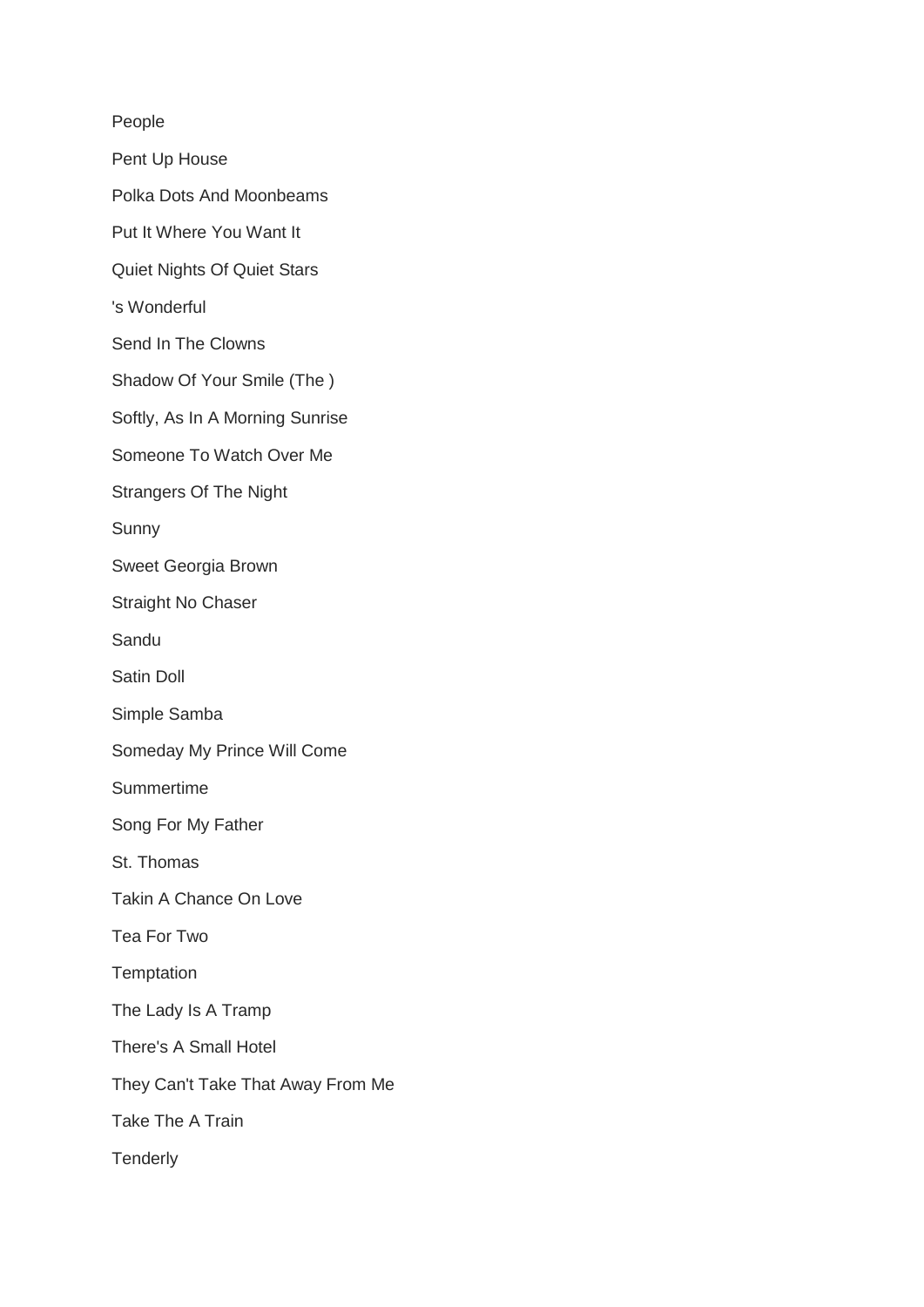People

Pent Up House

Polka Dots And Moonbeams

Put It Where You Want It

Quiet Nights Of Quiet Stars

's Wonderful

Send In The Clowns

Shadow Of Your Smile (The )

Softly, As In A Morning Sunrise

Someone To Watch Over Me

Strangers Of The Night

Sunny

Sweet Georgia Brown

Straight No Chaser

Sandu

Satin Doll

Simple Samba

Someday My Prince Will Come

Summertime

Song For My Father

St. Thomas

Takin A Chance On Love

Tea For Two

Temptation

The Lady Is A Tramp

There's A Small Hotel

They Can't Take That Away From Me

Take The A Train

Tenderly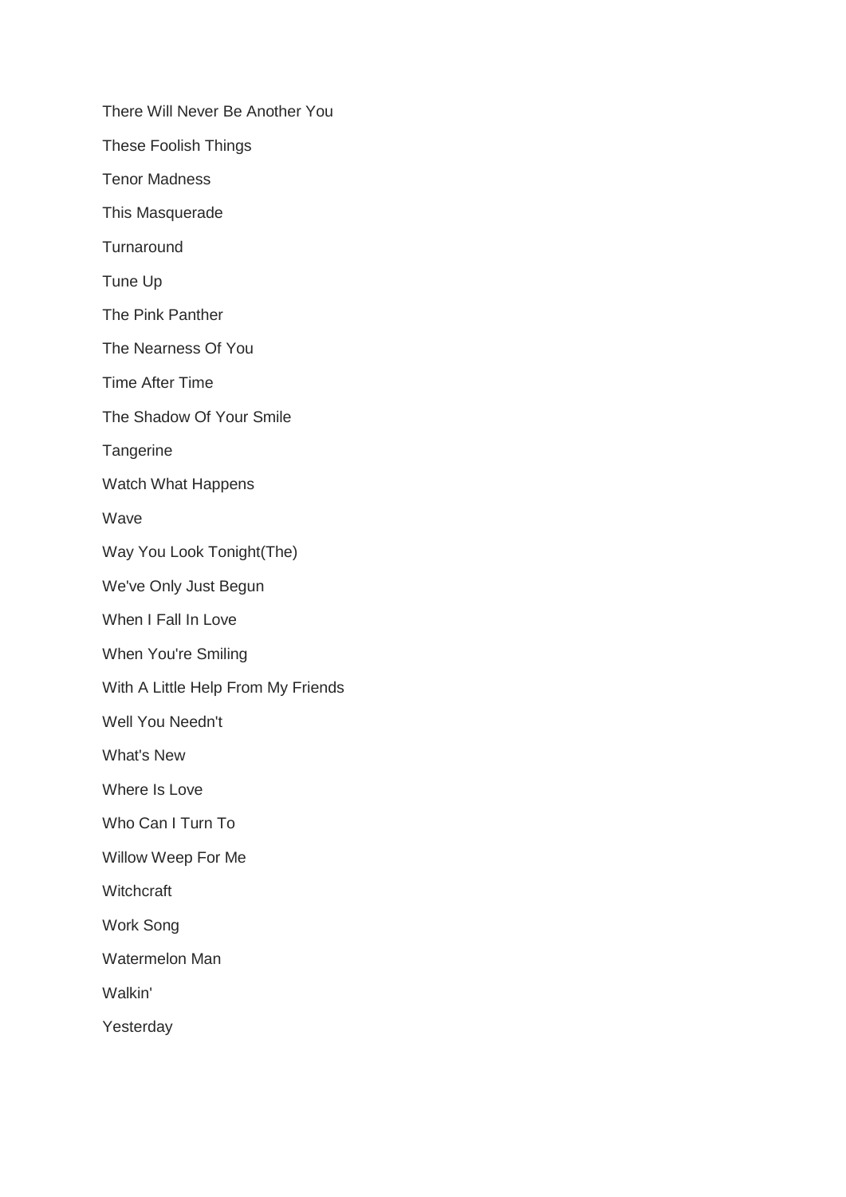There Will Never Be Another You

These Foolish Things

Tenor Madness

This Masquerade

Turnaround

Tune Up

The Pink Panther

The Nearness Of You

Time After Time

The Shadow Of Your Smile

Tangerine

Watch What Happens

Wave

Way You Look Tonight(The)

We've Only Just Begun

When I Fall In Love

When You're Smiling

With A Little Help From My Friends

Well You Needn't

What's New

Where Is Love

Who Can I Turn To

Willow Weep For Me

Witchcraft

Work Song

Watermelon Man

Walkin'

Yesterday